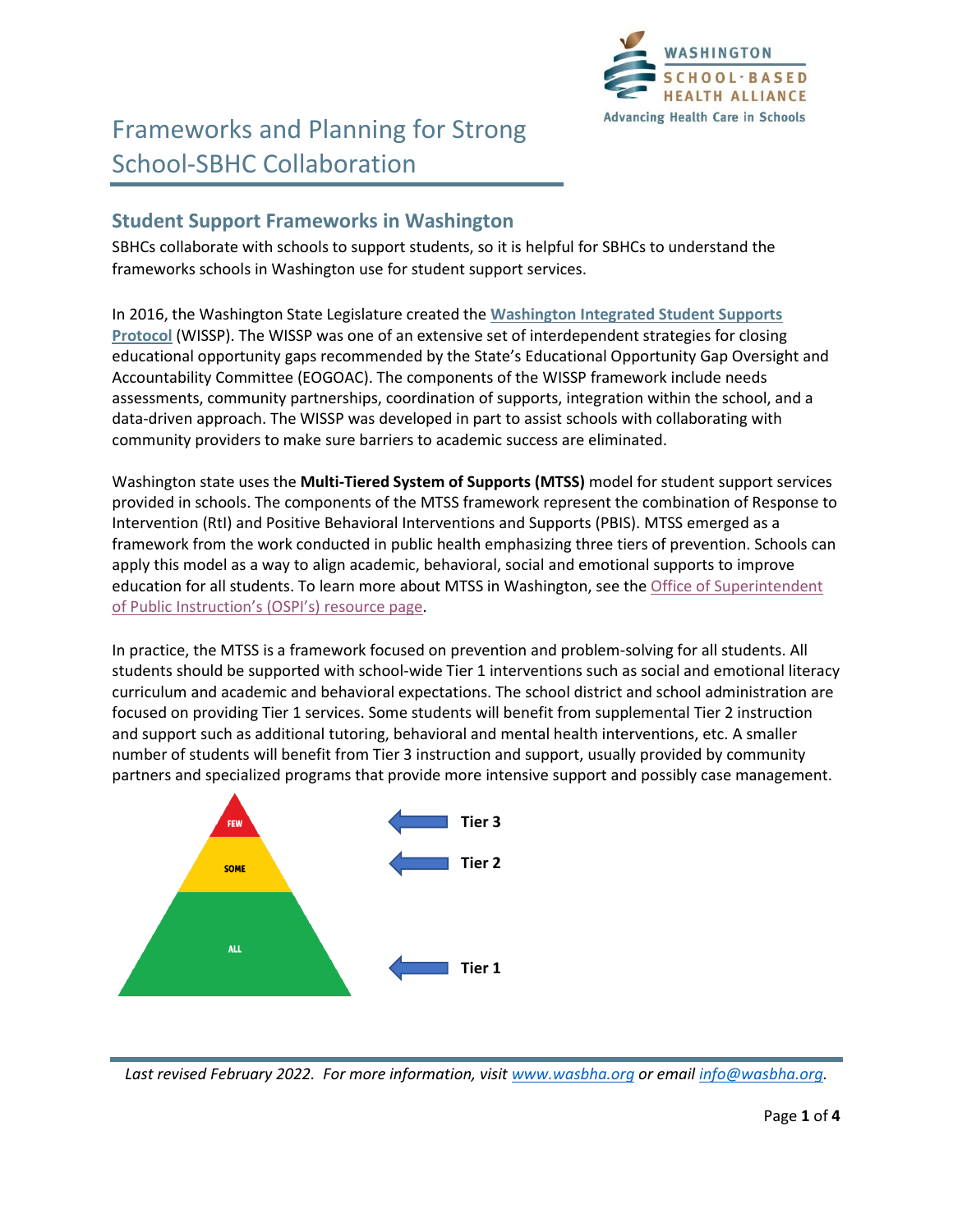# Frameworks and Planning for Strong School-SBHC Collaboration

## Student Support Frameworks in Washington

SBHCs collaborate with schools to support students, so it is helpful for SBHCs to understand the frameworks schools in Washington use for student support services.

In 2016, the Washington State Legislature created the **Washington Integrated Student Supports Protocol** (WISSP). The WISSP was one of an extensive set of interdependent strategies for closing educational opportunity gaps recommended by the State's Educational Opportunity Gap Oversight and Accountability Committee (EOGOAC). The components of the WISSP framework include needs assessments, community partnerships, coordination of supports, integration within the school, and a data-driven approach. The WISSP was developed in part to assist schools with collaborating with community providers to make sure barriers to academic success are eliminated.

Washington state uses the **Multi-Tiered System of Supports (MTSS)** model for student support services provided in schools. The components of the MTSS framework represent the combination of Response to Intervention (RtI) and Positive Behavioral Interventions and Supports (PBIS). MTSS emerged as a framework from the work conducted in public health emphasizing three tiers of prevention. Schools can apply this model as a way to align academic, behavioral, social and emotional supports to improve education for all students. To learn more about MTSS in Washington, see the Office of Superintendent of Public Instruction's (OSPI's) resource page.

In practice, the MTSS is a framework focused on prevention and problem-solving for all students. All students should be supported with school-wide Tier 1 interventions such as social and emotional literacy curriculum and academic and behavioral expectations. The school district and school administration are focused on providing Tier 1 services. Some students will benefit from supplemental Tier 2 instruction and support such as additional tutoring, behavioral and mental health interventions, etc. A smaller number of students will benefit from Tier 3 instruction and support, usually provided by community partners and specialized programs that provide more intensive support and possibly case management.

FEW — **Tier 3**

SOME — **Tier 2**

ALL — **Tier 1**

*Last revised February 2022. For more information, visit www.wasbha.org or email info@wasbha.org.*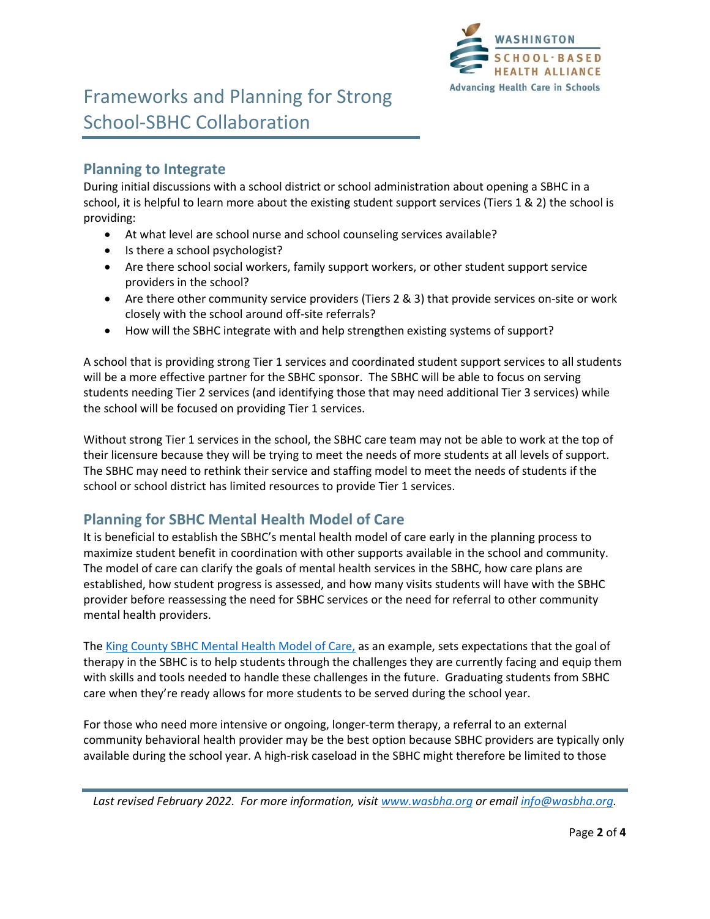# Frameworks and Planning for Strong School-SBHC Collaboration

## Planning to Integrate

During initial discussions with a school district or school administration about opening a SBHC in a school, it is helpful to learn more about the existing student support services (Tiers 1 & 2) the school is providing:

- At what level are school nurse and school counseling services available?
- Is there a school psychologist?
- Are there school social workers, family support workers, or other student support service providers in the school?
- Are there other community service providers (Tiers 2 & 3) that provide services on-site or work closely with the school around off-site referrals?
- How will the SBHC integrate with and help strengthen existing systems of support?

A school that is providing strong Tier 1 services and coordinated student support services to all students will be a more effective partner for the SBHC sponsor. The SBHC will be able to focus on serving students needing Tier 2 services (and identifying those that may need additional Tier 3 services) while the school will be focused on providing Tier 1 services.

Without strong Tier 1 services in the school, the SBHC care team may not be able to work at the top of their licensure because they will be trying to meet the needs of more students at all levels of support. The SBHC may need to rethink their service and staffing model to meet the needs of students if the school or school district has limited resources to provide Tier 1 services.

## Planning for SBHC Mental Health Model of Care

It is beneficial to establish the SBHC's mental health model of care early in the planning process to maximize student benefit in coordination with other supports available in the school and community. The model of care can clarify the goals of mental health services in the SBHC, how care plans are established, how student progress is assessed, and how many visits students will have with the SBHC provider before reassessing the need for SBHC services or the need for referral to other community mental health providers.

The King County SBHC Mental Health Model of Care, as an example, sets expectations that the goal of therapy in the SBHC is to help students through the challenges they are currently facing and equip them with skills and tools needed to handle these challenges in the future. Graduating students from SBHC care when they're ready allows for more students to be served during the school year.

For those who need more intensive or ongoing, longer-term therapy, a referral to an external community behavioral health provider may be the best option because SBHC providers are typically only available during the school year. A high-risk caseload in the SBHC might therefore be limited to those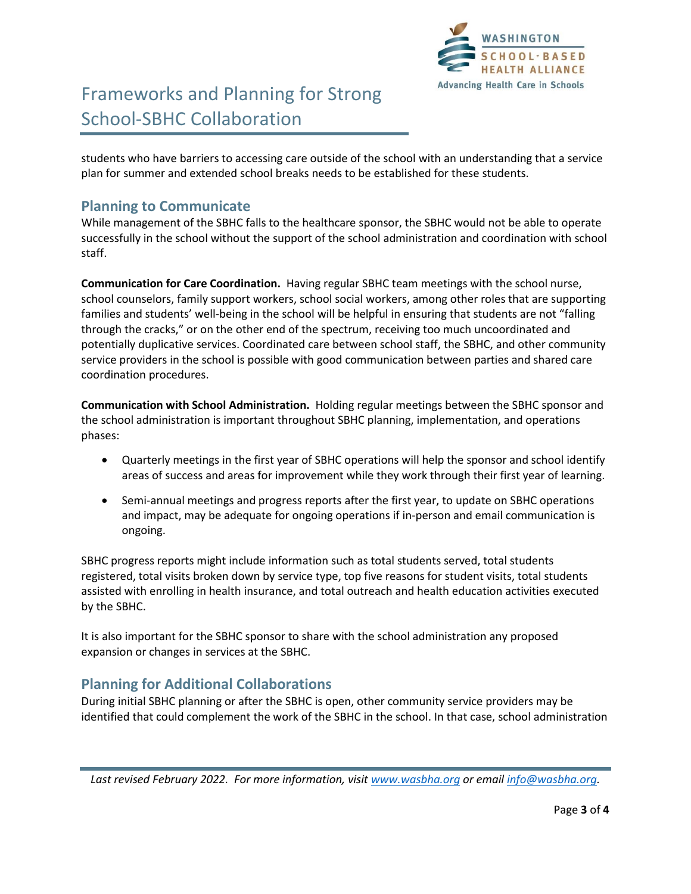students who have barriers to accessing care outside of the school with an understanding that a service plan for summer and extended school breaks needs to be established for these students.

## Planning to Communicate

While management of the SBHC falls to the healthcare sponsor, the SBHC would not be able to operate successfully in the school without the support of the school administration and coordination with school staff.

**Communication for Care Coordination.** Having regular SBHC team meetings with the school nurse, school counselors, family support workers, school social workers, among other roles that are supporting families and students' well-being in the school will be helpful in ensuring that students are not "falling through the cracks," or on the other end of the spectrum, receiving too much uncoordinated and potentially duplicative services. Coordinated care between school staff, the SBHC, and other community service providers in the school is possible with good communication between parties and shared care coordination procedures.

**Communication with School Administration.** Holding regular meetings between the SBHC sponsor and the school administration is important throughout SBHC planning, implementation, and operations phases:

- Quarterly meetings in the first year of SBHC operations will help the sponsor and school identify areas of success and areas for improvement while they work through their first year of learning.
- Semi-annual meetings and progress reports after the first year, to update on SBHC operations and impact, may be adequate for ongoing operations if in-person and email communication is ongoing.

SBHC progress reports might include information such as total students served, total students registered, total visits broken down by service type, top five reasons for student visits, total students assisted with enrolling in health insurance, and total outreach and health education activities executed by the SBHC.

It is also important for the SBHC sponsor to share with the school administration any proposed expansion or changes in services at the SBHC.

## Planning for Additional Collaborations

During initial SBHC planning or after the SBHC is open, other community service providers may be identified that could complement the work of the SBHC in the school. In that case, school administration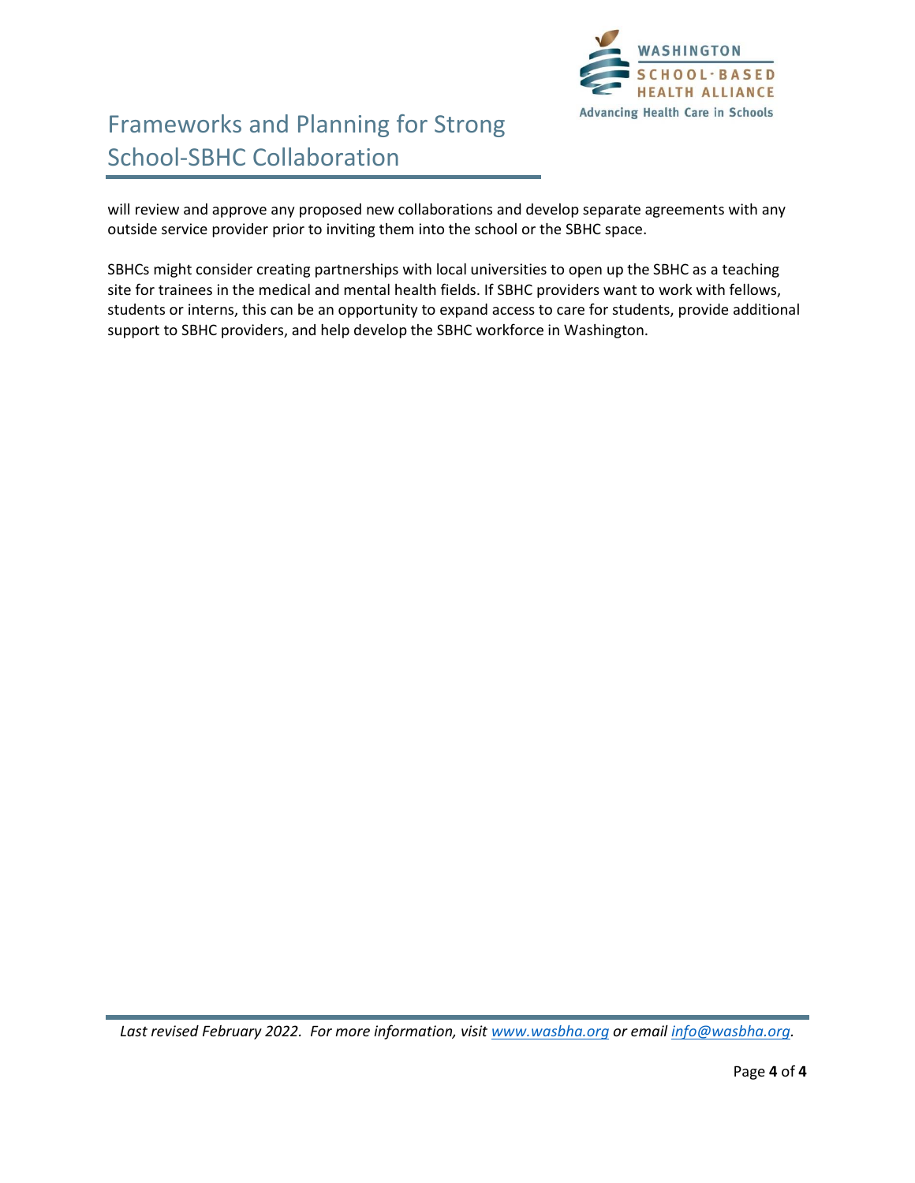will review and approve any proposed new collaborations and develop separate agreements with any outside service provider prior to inviting them into the school or the SBHC space.

SBHCs might consider creating partnerships with local universities to open up the SBHC as a teaching site for trainees in the medical and mental health fields. If SBHC providers want to work with fellows, students or interns, this can be an opportunity to expand access to care for students, provide additional support to SBHC providers, and help develop the SBHC workforce in Washington.

*Last revised February 2022. For more information, visit www.wasbha.org or email info@wasbha.org.*